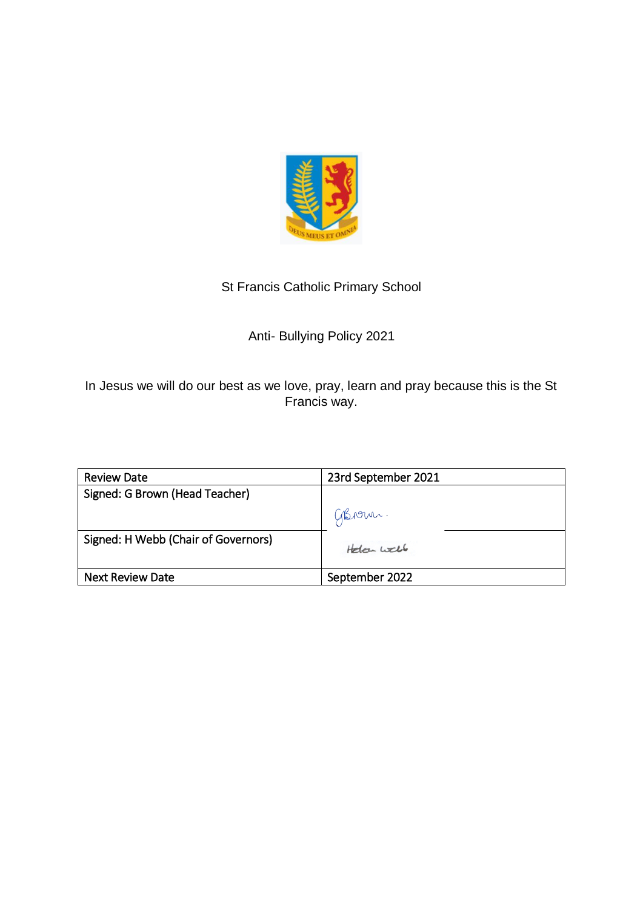St Francis Catholic Primary School

Anti- Bullying Policy 2021

In Jesus we will do our best as we love, pray, learn and pray because this is the St Francis way.

| Review Date | 23rd September 2021 |
|---|---|
| Signed: G Brown (Head Teacher) | GBrown. |
| Signed: H Webb (Chair of Governors) | Helen Webb |
| Next Review Date | September 2022 |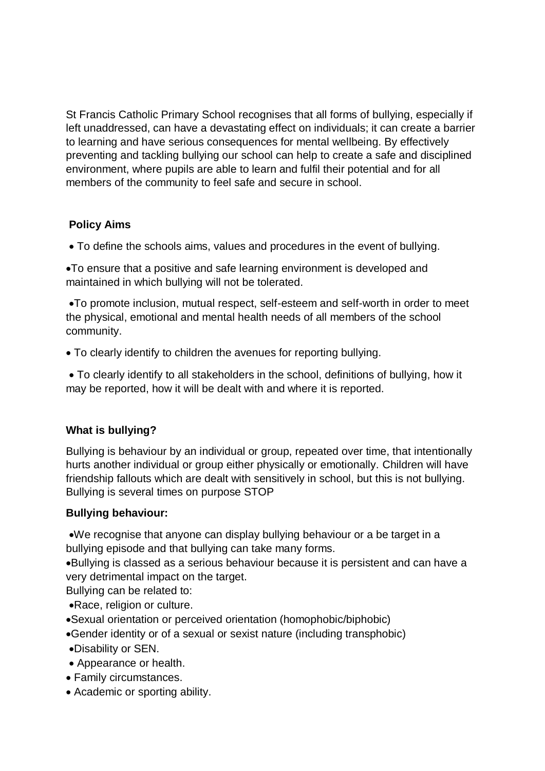St Francis Catholic Primary School recognises that all forms of bullying, especially if left unaddressed, can have a devastating effect on individuals; it can create a barrier to learning and have serious consequences for mental wellbeing. By effectively preventing and tackling bullying our school can help to create a safe and disciplined environment, where pupils are able to learn and fulfil their potential and for all members of the community to feel safe and secure in school.

**Policy Aims**

- To define the schools aims, values and procedures in the event of bullying.
- To ensure that a positive and safe learning environment is developed and maintained in which bullying will not be tolerated.
- To promote inclusion, mutual respect, self-esteem and self-worth in order to meet the physical, emotional and mental health needs of all members of the school community.
- To clearly identify to children the avenues for reporting bullying.
- To clearly identify to all stakeholders in the school, definitions of bullying, how it may be reported, how it will be dealt with and where it is reported.

**What is bullying?**

Bullying is behaviour by an individual or group, repeated over time, that intentionally hurts another individual or group either physically or emotionally. Children will have friendship fallouts which are dealt with sensitively in school, but this is not bullying. Bullying is several times on purpose STOP

**Bullying behaviour:**

- We recognise that anyone can display bullying behaviour or a be target in a bullying episode and that bullying can take many forms.
- Bullying is classed as a serious behaviour because it is persistent and can have a very detrimental impact on the target.

Bullying can be related to:

- Race, religion or culture.
- Sexual orientation or perceived orientation (homophobic/biphobic)
- Gender identity or of a sexual or sexist nature (including transphobic)
- Disability or SEN.
- Appearance or health.
- Family circumstances.
- Academic or sporting ability.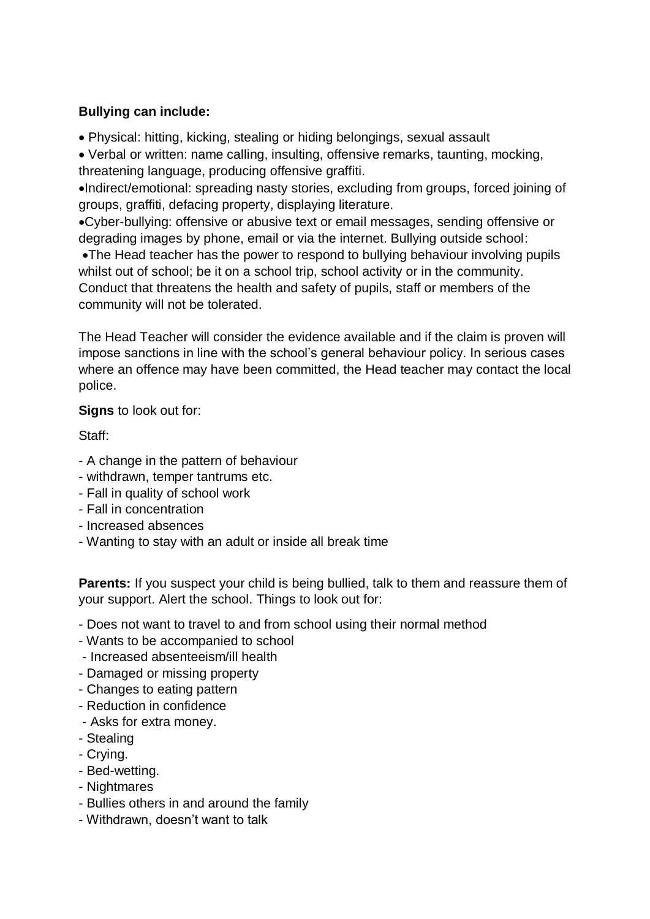**Bullying can include:**

- Physical: hitting, kicking, stealing or hiding belongings, sexual assault
- Verbal or written: name calling, insulting, offensive remarks, taunting, mocking, threatening language, producing offensive graffiti.
- Indirect/emotional: spreading nasty stories, excluding from groups, forced joining of groups, graffiti, defacing property, displaying literature.
- Cyber-bullying: offensive or abusive text or email messages, sending offensive or degrading images by phone, email or via the internet. Bullying outside school:
- The Head teacher has the power to respond to bullying behaviour involving pupils whilst out of school; be it on a school trip, school activity or in the community. Conduct that threatens the health and safety of pupils, staff or members of the community will not be tolerated.

The Head Teacher will consider the evidence available and if the claim is proven will impose sanctions in line with the school's general behaviour policy. In serious cases where an offence may have been committed, the Head teacher may contact the local police.

**Signs** to look out for:

Staff:

- A change in the pattern of behaviour
- withdrawn, temper tantrums etc.
- Fall in quality of school work
- Fall in concentration
- Increased absences
- Wanting to stay with an adult or inside all break time

**Parents:** If you suspect your child is being bullied, talk to them and reassure them of your support. Alert the school. Things to look out for:

- Does not want to travel to and from school using their normal method
- Wants to be accompanied to school
- Increased absenteeism/ill health
- Damaged or missing property
- Changes to eating pattern
- Reduction in confidence
- Asks for extra money.
- Stealing
- Crying.
- Bed-wetting.
- Nightmares
- Bullies others in and around the family
- Withdrawn, doesn't want to talk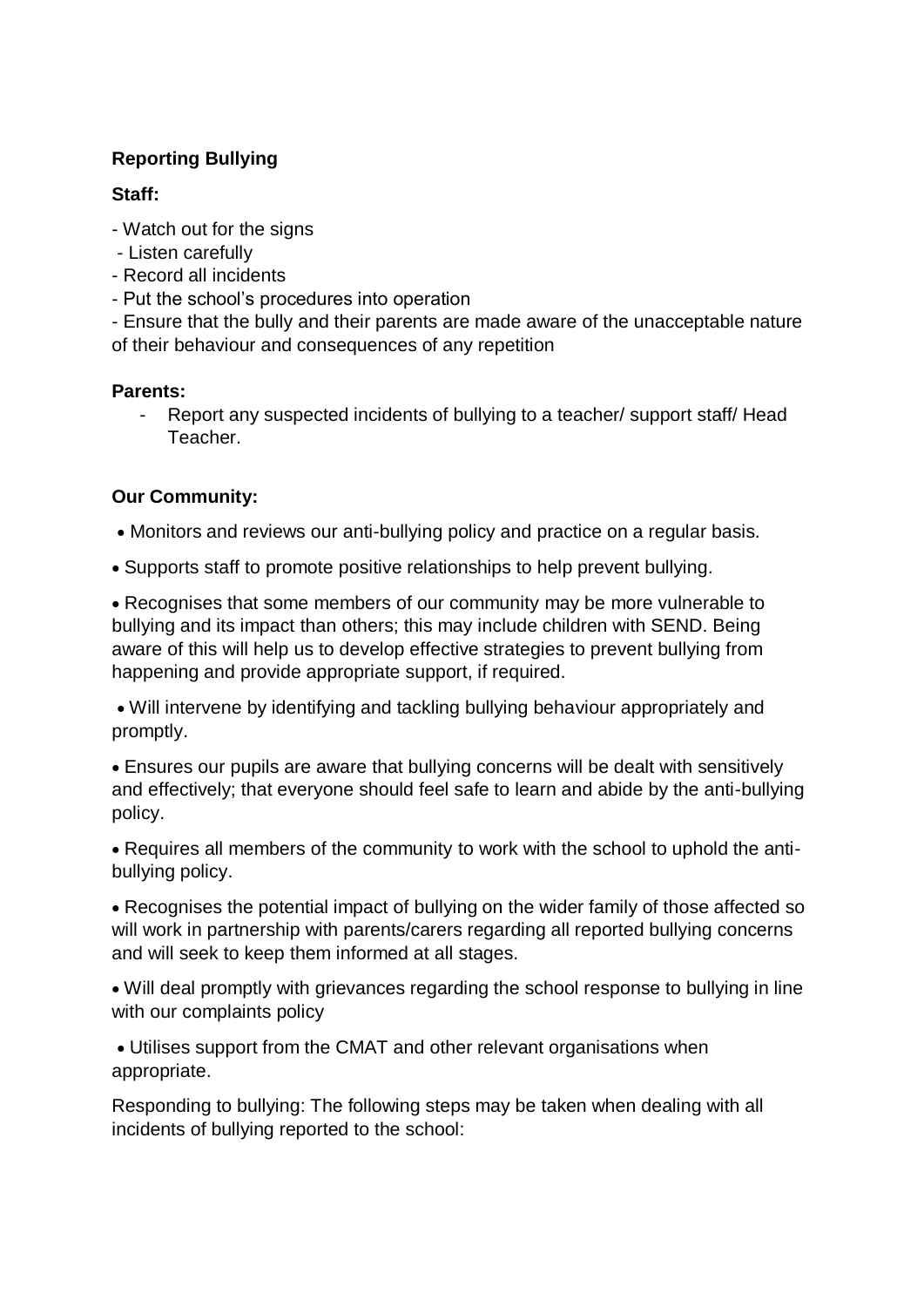**Reporting Bullying**

**Staff:**

- Watch out for the signs
- Listen carefully
- Record all incidents
- Put the school's procedures into operation
- Ensure that the bully and their parents are made aware of the unacceptable nature of their behaviour and consequences of any repetition

**Parents:**

- Report any suspected incidents of bullying to a teacher/ support staff/ Head Teacher.

**Our Community:**

- Monitors and reviews our anti-bullying policy and practice on a regular basis.
- Supports staff to promote positive relationships to help prevent bullying.
- Recognises that some members of our community may be more vulnerable to bullying and its impact than others; this may include children with SEND. Being aware of this will help us to develop effective strategies to prevent bullying from happening and provide appropriate support, if required.
- Will intervene by identifying and tackling bullying behaviour appropriately and promptly.
- Ensures our pupils are aware that bullying concerns will be dealt with sensitively and effectively; that everyone should feel safe to learn and abide by the anti-bullying policy.
- Requires all members of the community to work with the school to uphold the anti-bullying policy.
- Recognises the potential impact of bullying on the wider family of those affected so will work in partnership with parents/carers regarding all reported bullying concerns and will seek to keep them informed at all stages.
- Will deal promptly with grievances regarding the school response to bullying in line with our complaints policy
- Utilises support from the CMAT and other relevant organisations when appropriate.

Responding to bullying: The following steps may be taken when dealing with all incidents of bullying reported to the school: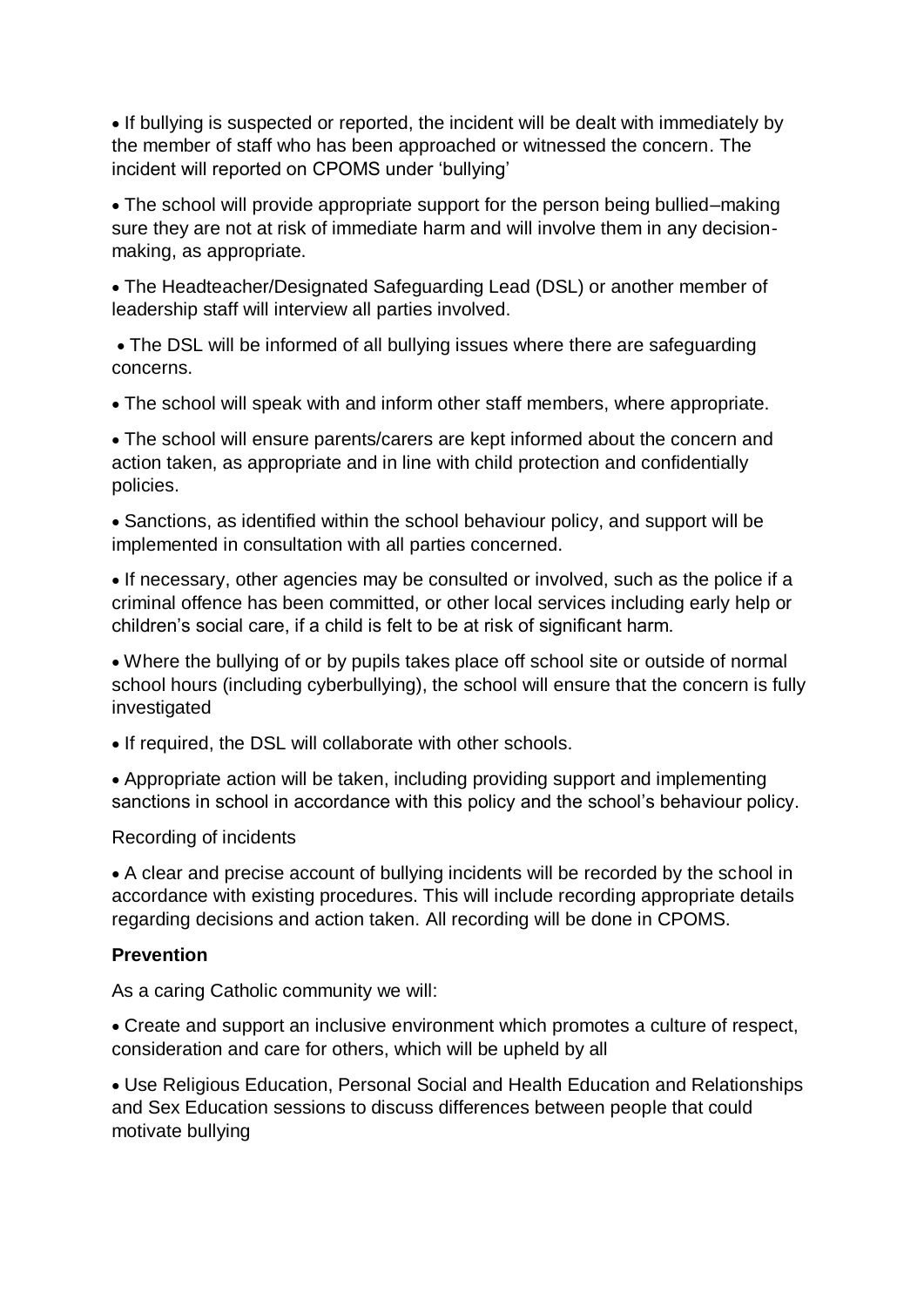- If bullying is suspected or reported, the incident will be dealt with immediately by the member of staff who has been approached or witnessed the concern. The incident will reported on CPOMS under 'bullying'
- The school will provide appropriate support for the person being bullied–making sure they are not at risk of immediate harm and will involve them in any decision-making, as appropriate.
- The Headteacher/Designated Safeguarding Lead (DSL) or another member of leadership staff will interview all parties involved.
- The DSL will be informed of all bullying issues where there are safeguarding concerns.
- The school will speak with and inform other staff members, where appropriate.
- The school will ensure parents/carers are kept informed about the concern and action taken, as appropriate and in line with child protection and confidentially policies.
- Sanctions, as identified within the school behaviour policy, and support will be implemented in consultation with all parties concerned.
- If necessary, other agencies may be consulted or involved, such as the police if a criminal offence has been committed, or other local services including early help or children's social care, if a child is felt to be at risk of significant harm.
- Where the bullying of or by pupils takes place off school site or outside of normal school hours (including cyberbullying), the school will ensure that the concern is fully investigated
- If required, the DSL will collaborate with other schools.
- Appropriate action will be taken, including providing support and implementing sanctions in school in accordance with this policy and the school's behaviour policy.

Recording of incidents

- A clear and precise account of bullying incidents will be recorded by the school in accordance with existing procedures. This will include recording appropriate details regarding decisions and action taken. All recording will be done in CPOMS.

**Prevention**

As a caring Catholic community we will:

- Create and support an inclusive environment which promotes a culture of respect, consideration and care for others, which will be upheld by all
- Use Religious Education, Personal Social and Health Education and Relationships and Sex Education sessions to discuss differences between people that could motivate bullying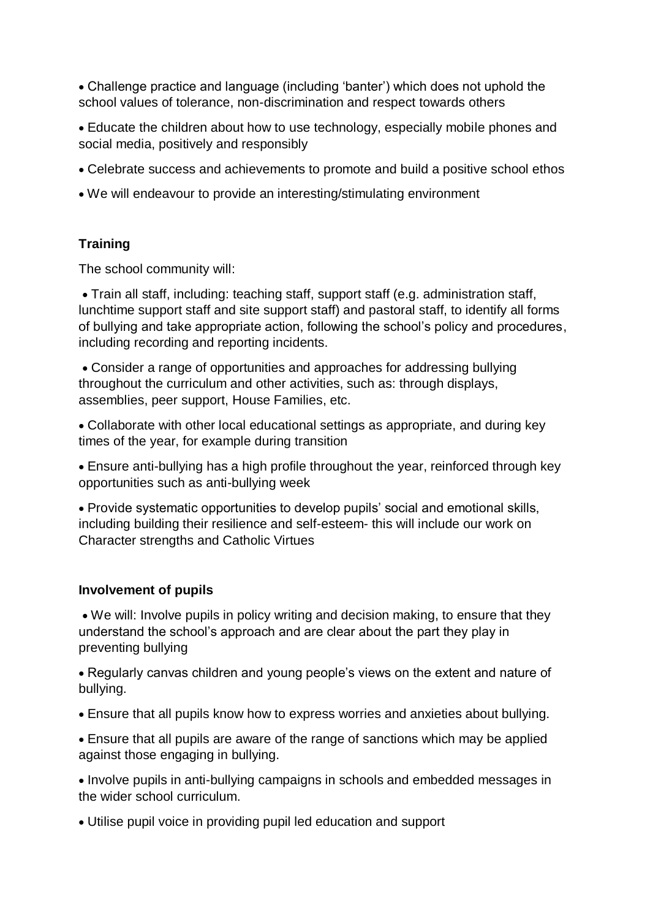- Challenge practice and language (including 'banter') which does not uphold the school values of tolerance, non-discrimination and respect towards others
- Educate the children about how to use technology, especially mobile phones and social media, positively and responsibly
- Celebrate success and achievements to promote and build a positive school ethos
- We will endeavour to provide an interesting/stimulating environment

**Training**

The school community will:

- Train all staff, including: teaching staff, support staff (e.g. administration staff, lunchtime support staff and site support staff) and pastoral staff, to identify all forms of bullying and take appropriate action, following the school's policy and procedures, including recording and reporting incidents.
- Consider a range of opportunities and approaches for addressing bullying throughout the curriculum and other activities, such as: through displays, assemblies, peer support, House Families, etc.
- Collaborate with other local educational settings as appropriate, and during key times of the year, for example during transition
- Ensure anti-bullying has a high profile throughout the year, reinforced through key opportunities such as anti-bullying week
- Provide systematic opportunities to develop pupils' social and emotional skills, including building their resilience and self-esteem- this will include our work on Character strengths and Catholic Virtues

**Involvement of pupils**

- We will: Involve pupils in policy writing and decision making, to ensure that they understand the school's approach and are clear about the part they play in preventing bullying
- Regularly canvas children and young people's views on the extent and nature of bullying.
- Ensure that all pupils know how to express worries and anxieties about bullying.
- Ensure that all pupils are aware of the range of sanctions which may be applied against those engaging in bullying.
- Involve pupils in anti-bullying campaigns in schools and embedded messages in the wider school curriculum.
- Utilise pupil voice in providing pupil led education and support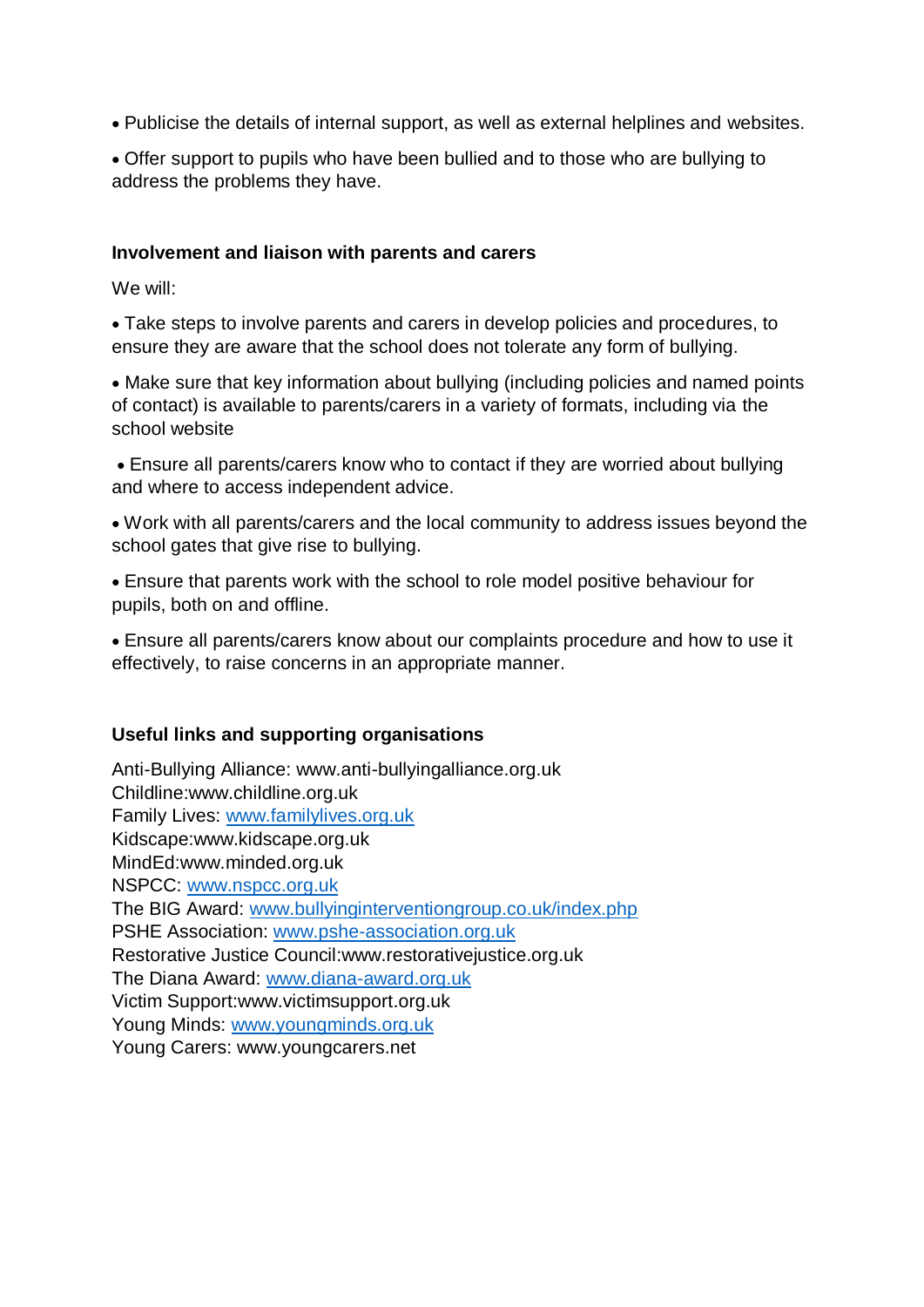- Publicise the details of internal support, as well as external helplines and websites.

- Offer support to pupils who have been bullied and to those who are bullying to address the problems they have.

**Involvement and liaison with parents and carers**

We will:

- Take steps to involve parents and carers in develop policies and procedures, to ensure they are aware that the school does not tolerate any form of bullying.

- Make sure that key information about bullying (including policies and named points of contact) is available to parents/carers in a variety of formats, including via the school website

- Ensure all parents/carers know who to contact if they are worried about bullying and where to access independent advice.

- Work with all parents/carers and the local community to address issues beyond the school gates that give rise to bullying.

- Ensure that parents work with the school to role model positive behaviour for pupils, both on and offline.

- Ensure all parents/carers know about our complaints procedure and how to use it effectively, to raise concerns in an appropriate manner.

**Useful links and supporting organisations**

Anti-Bullying Alliance: www.anti-bullyingalliance.org.uk
Childline:www.childline.org.uk
Family Lives: www.familylives.org.uk
Kidscape:www.kidscape.org.uk
MindEd:www.minded.org.uk
NSPCC: www.nspcc.org.uk
The BIG Award: www.bullyinginterventiongroup.co.uk/index.php
PSHE Association: www.pshe-association.org.uk
Restorative Justice Council:www.restorativejustice.org.uk
The Diana Award: www.diana-award.org.uk
Victim Support:www.victimsupport.org.uk
Young Minds: www.youngminds.org.uk
Young Carers: www.youngcarers.net